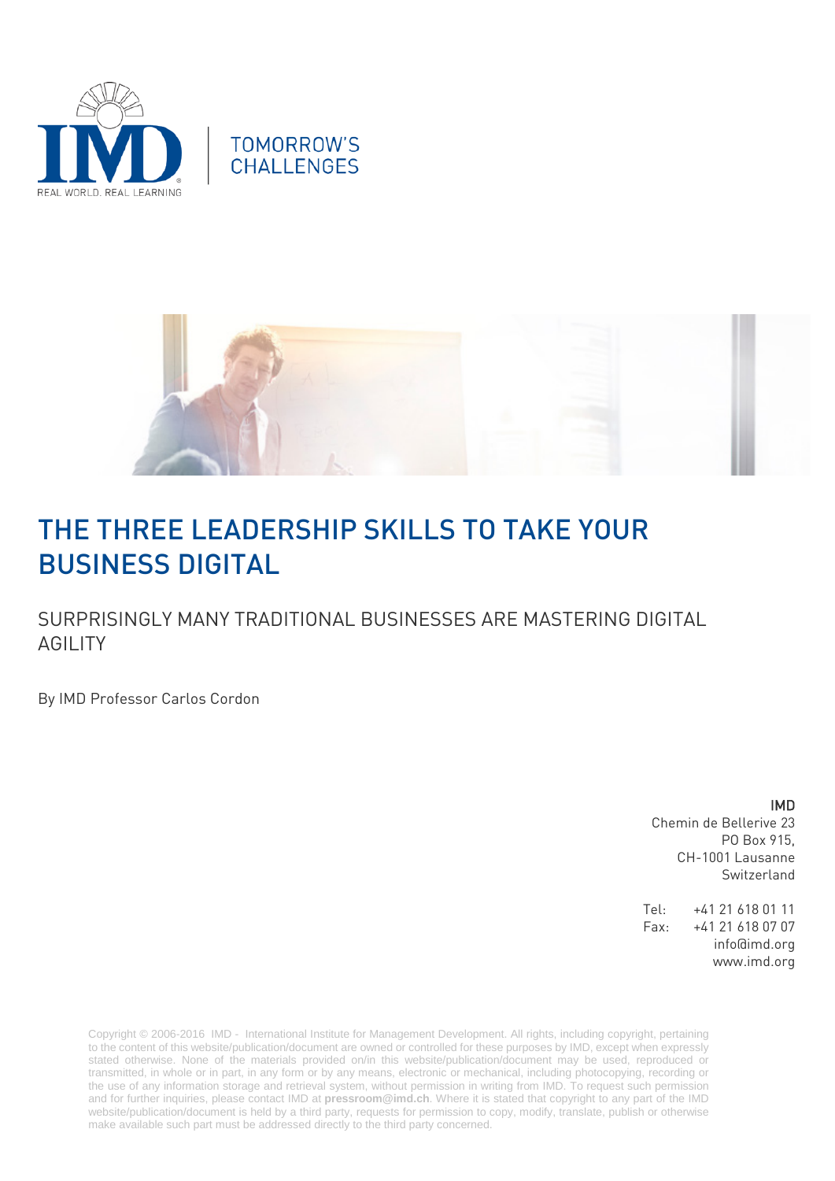TOMORROW'S CHALLENGES

# THE THREE LEADERSHIP SKILLS TO TAKE YOUR BUSINESS DIGITAL

## SURPRISINGLY MANY TRADITIONAL BUSINESSES ARE MASTERING DIGITAL AGILITY

By IMD Professor Carlos Cordon

**IMD**
Chemin de Bellerive 23
PO Box 915,
CH-1001 Lausanne
Switzerland

Tel: +41 21 618 01 11
Fax: +41 21 618 07 07
info@imd.org
www.imd.org

Copyright © 2006-2016 IMD - International Institute for Management Development. All rights, including copyright, pertaining to the content of this website/publication/document are owned or controlled for these purposes by IMD, except when expressly stated otherwise. None of the materials provided on/in this website/publication/document may be used, reproduced or transmitted, in whole or in part, in any form or by any means, electronic or mechanical, including photocopying, recording or the use of any information storage and retrieval system, without permission in writing from IMD. To request such permission and for further inquiries, please contact IMD at **pressroom@imd.ch**. Where it is stated that copyright to any part of the IMD website/publication/document is held by a third party, requests for permission to copy, modify, translate, publish or otherwise make available such part must be addressed directly to the third party concerned.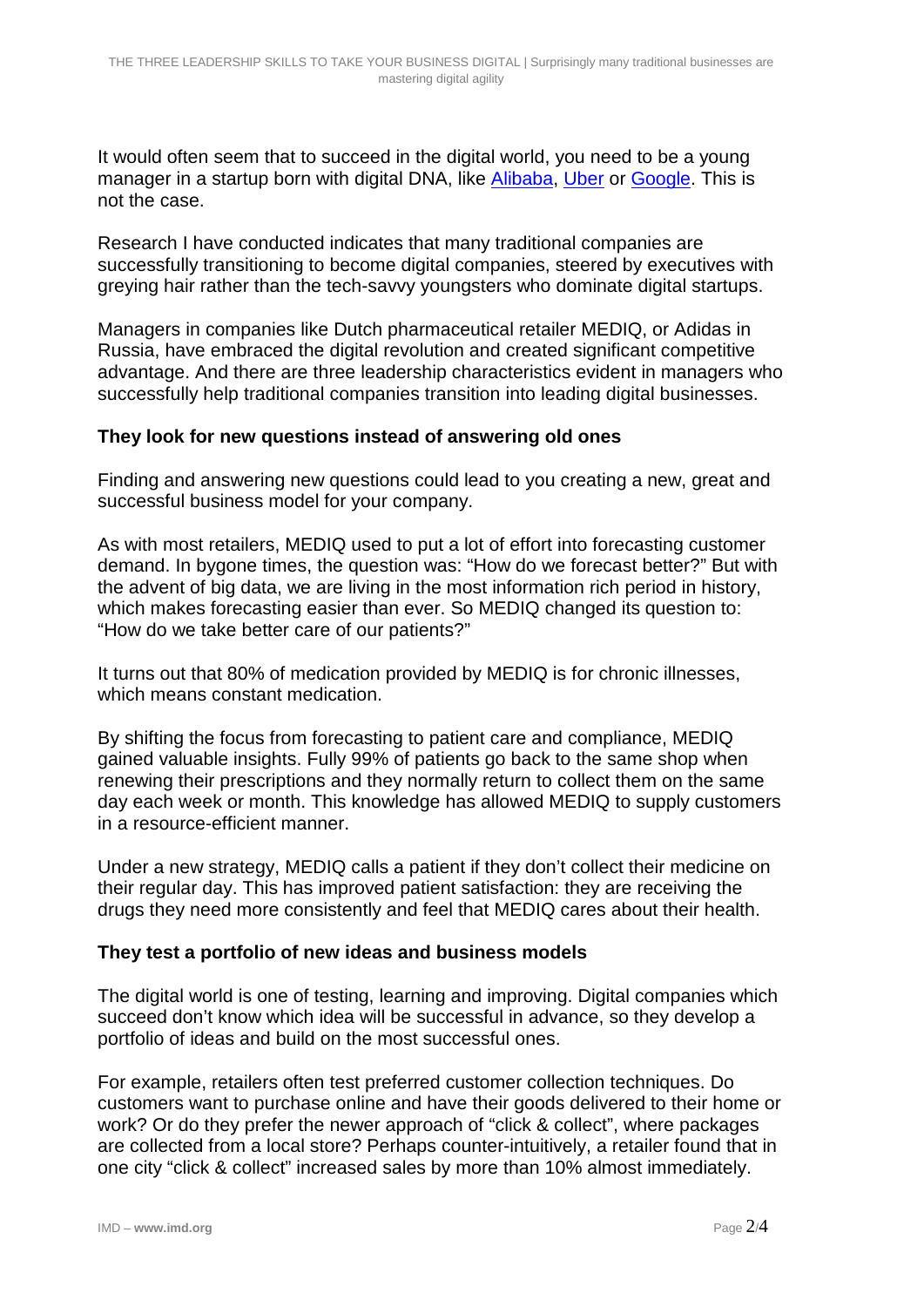It would often seem that to succeed in the digital world, you need to be a young manager in a startup born with digital DNA, like [Alibaba](), [Uber]() or [Google](). This is not the case.

Research I have conducted indicates that many traditional companies are successfully transitioning to become digital companies, steered by executives with greying hair rather than the tech-savvy youngsters who dominate digital startups.

Managers in companies like Dutch pharmaceutical retailer MEDIQ, or Adidas in Russia, have embraced the digital revolution and created significant competitive advantage. And there are three leadership characteristics evident in managers who successfully help traditional companies transition into leading digital businesses.

**They look for new questions instead of answering old ones**

Finding and answering new questions could lead to you creating a new, great and successful business model for your company.

As with most retailers, MEDIQ used to put a lot of effort into forecasting customer demand. In bygone times, the question was: "How do we forecast better?" But with the advent of big data, we are living in the most information rich period in history, which makes forecasting easier than ever. So MEDIQ changed its question to: "How do we take better care of our patients?"

It turns out that 80% of medication provided by MEDIQ is for chronic illnesses, which means constant medication.

By shifting the focus from forecasting to patient care and compliance, MEDIQ gained valuable insights. Fully 99% of patients go back to the same shop when renewing their prescriptions and they normally return to collect them on the same day each week or month. This knowledge has allowed MEDIQ to supply customers in a resource-efficient manner.

Under a new strategy, MEDIQ calls a patient if they don't collect their medicine on their regular day. This has improved patient satisfaction: they are receiving the drugs they need more consistently and feel that MEDIQ cares about their health.

**They test a portfolio of new ideas and business models**

The digital world is one of testing, learning and improving. Digital companies which succeed don't know which idea will be successful in advance, so they develop a portfolio of ideas and build on the most successful ones.

For example, retailers often test preferred customer collection techniques. Do customers want to purchase online and have their goods delivered to their home or work? Or do they prefer the newer approach of "click & collect", where packages are collected from a local store? Perhaps counter-intuitively, a retailer found that in one city "click & collect" increased sales by more than 10% almost immediately.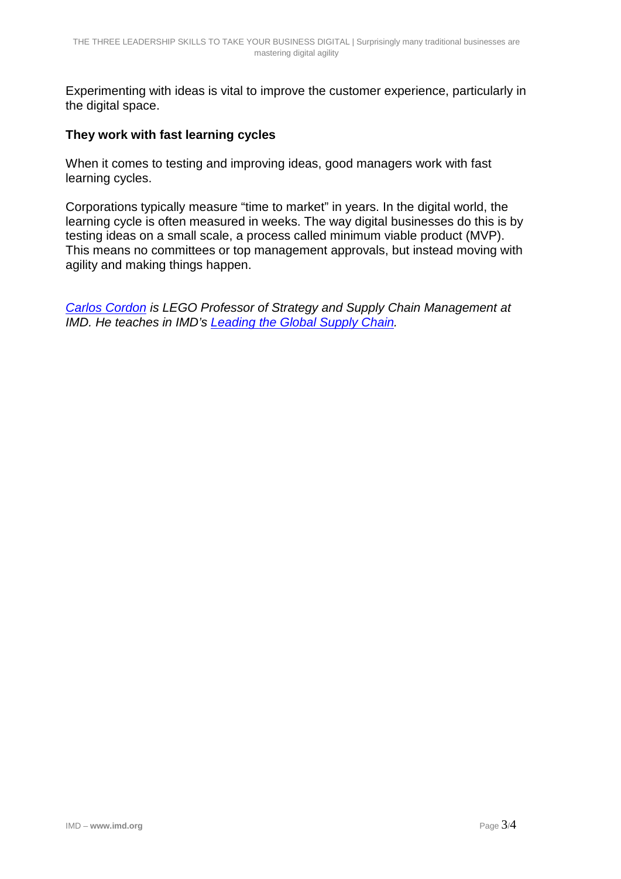Experimenting with ideas is vital to improve the customer experience, particularly in the digital space.

### They work with fast learning cycles

When it comes to testing and improving ideas, good managers work with fast learning cycles.

Corporations typically measure “time to market” in years. In the digital world, the learning cycle is often measured in weeks. The way digital businesses do this is by testing ideas on a small scale, a process called minimum viable product (MVP). This means no committees or top management approvals, but instead moving with agility and making things happen.

*[Carlos Cordon](#) is LEGO Professor of Strategy and Supply Chain Management at IMD. He teaches in IMD’s [Leading the Global Supply Chain](#).*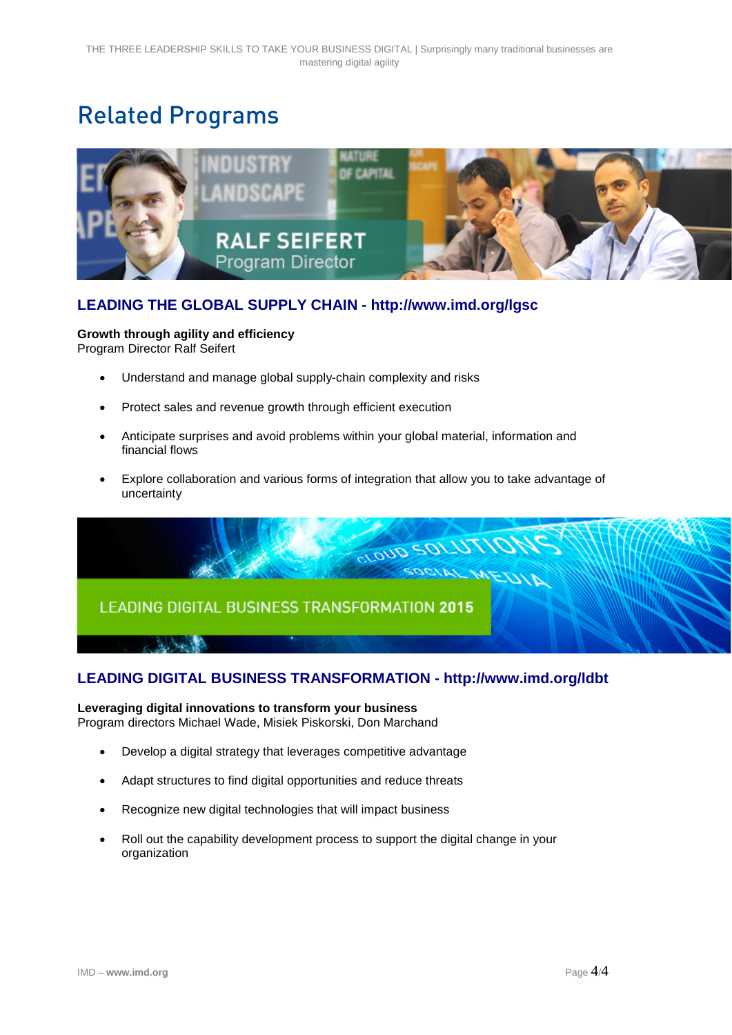# Related Programs

## LEADING THE GLOBAL SUPPLY CHAIN - http://www.imd.org/lgsc

**Growth through agility and efficiency**
Program Director Ralf Seifert

- Understand and manage global supply-chain complexity and risks
- Protect sales and revenue growth through efficient execution
- Anticipate surprises and avoid problems within your global material, information and financial flows
- Explore collaboration and various forms of integration that allow you to take advantage of uncertainty

## LEADING DIGITAL BUSINESS TRANSFORMATION - http://www.imd.org/ldbt

**Leveraging digital innovations to transform your business**
Program directors Michael Wade, Misiek Piskorski, Don Marchand

- Develop a digital strategy that leverages competitive advantage
- Adapt structures to find digital opportunities and reduce threats
- Recognize new digital technologies that will impact business
- Roll out the capability development process to support the digital change in your organization